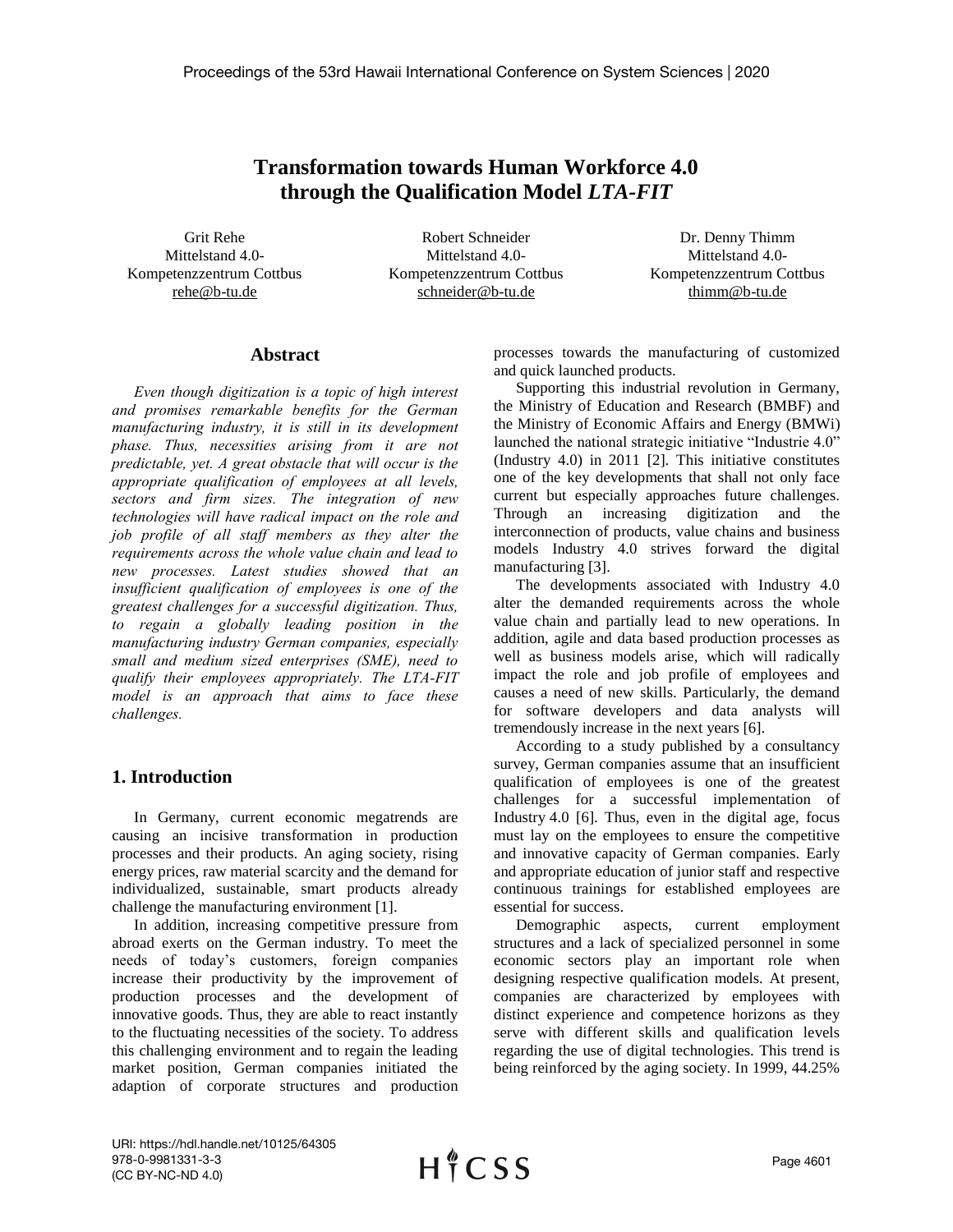# Transformation towards Human Workforce 4.0 through the Qualification Model *LTA-FIT*

Grit Rehe
Mittelstand 4.0-Kompetenzzentrum Cottbus
rehe@b-tu.de

Robert Schneider
Mittelstand 4.0-Kompetenzzentrum Cottbus
schneider@b-tu.de

Dr. Denny Thimm
Mittelstand 4.0-Kompetenzzentrum Cottbus
thimm@b-tu.de

## Abstract

*Even though digitization is a topic of high interest and promises remarkable benefits for the German manufacturing industry, it is still in its development phase. Thus, necessities arising from it are not predictable, yet. A great obstacle that will occur is the appropriate qualification of employees at all levels, sectors and firm sizes. The integration of new technologies will have radical impact on the role and job profile of all staff members as they alter the requirements across the whole value chain and lead to new processes. Latest studies showed that an insufficient qualification of employees is one of the greatest challenges for a successful digitization. Thus, to regain a globally leading position in the manufacturing industry German companies, especially small and medium sized enterprises (SME), need to qualify their employees appropriately. The LTA-FIT model is an approach that aims to face these challenges.*

## 1. Introduction

In Germany, current economic megatrends are causing an incisive transformation in production processes and their products. An aging society, rising energy prices, raw material scarcity and the demand for individualized, sustainable, smart products already challenge the manufacturing environment [1].

In addition, increasing competitive pressure from abroad exerts on the German industry. To meet the needs of today's customers, foreign companies increase their productivity by the improvement of production processes and the development of innovative goods. Thus, they are able to react instantly to the fluctuating necessities of the society. To address this challenging environment and to regain the leading market position, German companies initiated the adaption of corporate structures and production processes towards the manufacturing of customized and quick launched products.

Supporting this industrial revolution in Germany, the Ministry of Education and Research (BMBF) and the Ministry of Economic Affairs and Energy (BMWi) launched the national strategic initiative "Industrie 4.0" (Industry 4.0) in 2011 [2]. This initiative constitutes one of the key developments that shall not only face current but especially approaches future challenges. Through an increasing digitization and the interconnection of products, value chains and business models Industry 4.0 strives forward the digital manufacturing [3].

The developments associated with Industry 4.0 alter the demanded requirements across the whole value chain and partially lead to new operations. In addition, agile and data based production processes as well as business models arise, which will radically impact the role and job profile of employees and causes a need of new skills. Particularly, the demand for software developers and data analysts will tremendously increase in the next years [6].

According to a study published by a consultancy survey, German companies assume that an insufficient qualification of employees is one of the greatest challenges for a successful implementation of Industry 4.0 [6]. Thus, even in the digital age, focus must lay on the employees to ensure the competitive and innovative capacity of German companies. Early and appropriate education of junior staff and respective continuous trainings for established employees are essential for success.

Demographic aspects, current employment structures and a lack of specialized personnel in some economic sectors play an important role when designing respective qualification models. At present, companies are characterized by employees with distinct experience and competence horizons as they serve with different skills and qualification levels regarding the use of digital technologies. This trend is being reinforced by the aging society. In 1999, 44.25%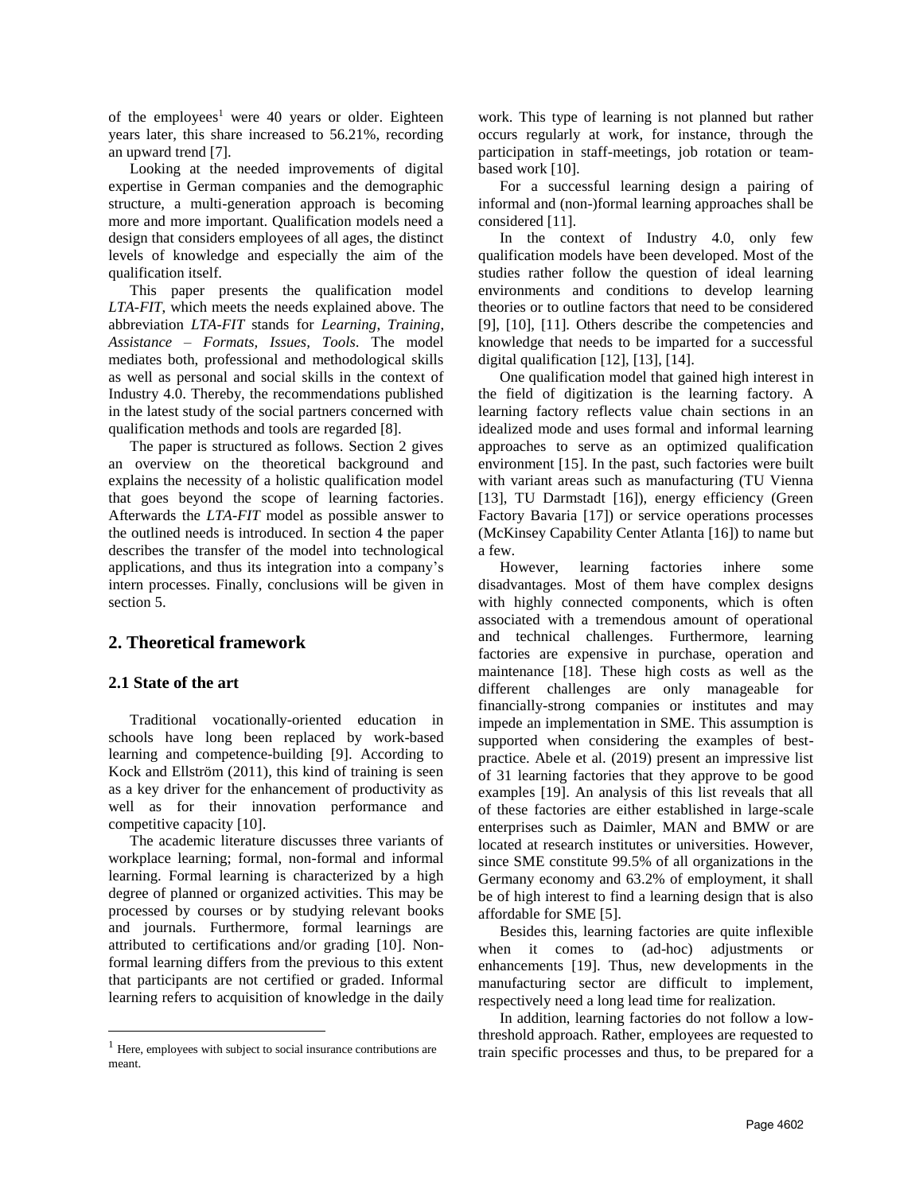of the employees[1] were 40 years or older. Eighteen years later, this share increased to 56.21%, recording an upward trend [7].

Looking at the needed improvements of digital expertise in German companies and the demographic structure, a multi-generation approach is becoming more and more important. Qualification models need a design that considers employees of all ages, the distinct levels of knowledge and especially the aim of the qualification itself.

This paper presents the qualification model *LTA-FIT*, which meets the needs explained above. The abbreviation *LTA-FIT* stands for *Learning, Training, Assistance – Formats, Issues, Tools*. The model mediates both, professional and methodological skills as well as personal and social skills in the context of Industry 4.0. Thereby, the recommendations published in the latest study of the social partners concerned with qualification methods and tools are regarded [8].

The paper is structured as follows. Section 2 gives an overview on the theoretical background and explains the necessity of a holistic qualification model that goes beyond the scope of learning factories. Afterwards the *LTA-FIT* model as possible answer to the outlined needs is introduced. In section 4 the paper describes the transfer of the model into technological applications, and thus its integration into a company's intern processes. Finally, conclusions will be given in section 5.

## 2. Theoretical framework

### 2.1 State of the art

Traditional vocationally-oriented education in schools have long been replaced by work-based learning and competence-building [9]. According to Kock and Ellström (2011), this kind of training is seen as a key driver for the enhancement of productivity as well as for their innovation performance and competitive capacity [10].

The academic literature discusses three variants of workplace learning; formal, non-formal and informal learning. Formal learning is characterized by a high degree of planned or organized activities. This may be processed by courses or by studying relevant books and journals. Furthermore, formal learnings are attributed to certifications and/or grading [10]. Non-formal learning differs from the previous to this extent that participants are not certified or graded. Informal learning refers to acquisition of knowledge in the daily work. This type of learning is not planned but rather occurs regularly at work, for instance, through the participation in staff-meetings, job rotation or team-based work [10].

For a successful learning design a pairing of informal and (non-)formal learning approaches shall be considered [11].

In the context of Industry 4.0, only few qualification models have been developed. Most of the studies rather follow the question of ideal learning environments and conditions to develop learning theories or to outline factors that need to be considered [9], [10], [11]. Others describe the competencies and knowledge that needs to be imparted for a successful digital qualification [12], [13], [14].

One qualification model that gained high interest in the field of digitization is the learning factory. A learning factory reflects value chain sections in an idealized mode and uses formal and informal learning approaches to serve as an optimized qualification environment [15]. In the past, such factories were built with variant areas such as manufacturing (TU Vienna [13], TU Darmstadt [16]), energy efficiency (Green Factory Bavaria [17]) or service operations processes (McKinsey Capability Center Atlanta [16]) to name but a few.

However, learning factories inhere some disadvantages. Most of them have complex designs with highly connected components, which is often associated with a tremendous amount of operational and technical challenges. Furthermore, learning factories are expensive in purchase, operation and maintenance [18]. These high costs as well as the different challenges are only manageable for financially-strong companies or institutes and may impede an implementation in SME. This assumption is supported when considering the examples of best-practice. Abele et al. (2019) present an impressive list of 31 learning factories that they approve to be good examples [19]. An analysis of this list reveals that all of these factories are either established in large-scale enterprises such as Daimler, MAN and BMW or are located at research institutes or universities. However, since SME constitute 99.5% of all organizations in the Germany economy and 63.2% of employment, it shall be of high interest to find a learning design that is also affordable for SME [5].

Besides this, learning factories are quite inflexible when it comes to (ad-hoc) adjustments or enhancements [19]. Thus, new developments in the manufacturing sector are difficult to implement, respectively need a long lead time for realization.

In addition, learning factories do not follow a low-threshold approach. Rather, employees are requested to train specific processes and thus, to be prepared for a

[1] Here, employees with subject to social insurance contributions are meant.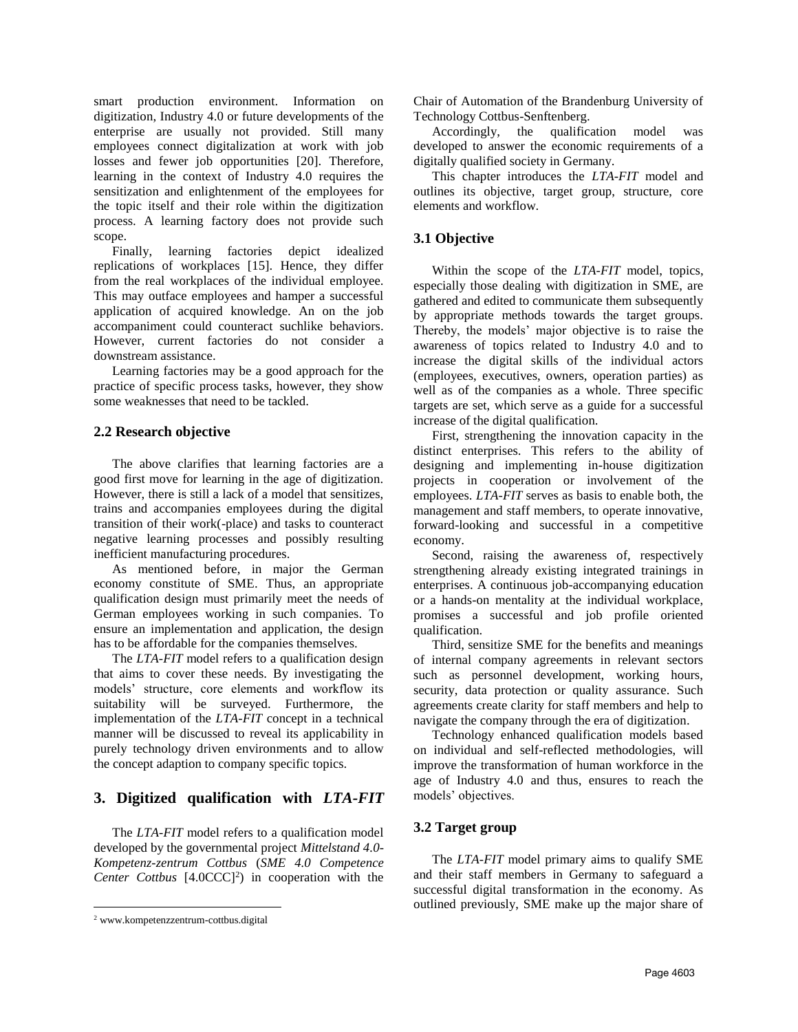smart production environment. Information on digitization, Industry 4.0 or future developments of the enterprise are usually not provided. Still many employees connect digitalization at work with job losses and fewer job opportunities [20]. Therefore, learning in the context of Industry 4.0 requires the sensitization and enlightenment of the employees for the topic itself and their role within the digitization process. A learning factory does not provide such scope.

Finally, learning factories depict idealized replications of workplaces [15]. Hence, they differ from the real workplaces of the individual employee. This may outface employees and hamper a successful application of acquired knowledge. An on the job accompaniment could counteract suchlike behaviors. However, current factories do not consider a downstream assistance.

Learning factories may be a good approach for the practice of specific process tasks, however, they show some weaknesses that need to be tackled.

### 2.2 Research objective

The above clarifies that learning factories are a good first move for learning in the age of digitization. However, there is still a lack of a model that sensitizes, trains and accompanies employees during the digital transition of their work(-place) and tasks to counteract negative learning processes and possibly resulting inefficient manufacturing procedures.

As mentioned before, in major the German economy constitute of SME. Thus, an appropriate qualification design must primarily meet the needs of German employees working in such companies. To ensure an implementation and application, the design has to be affordable for the companies themselves.

The *LTA-FIT* model refers to a qualification design that aims to cover these needs. By investigating the models' structure, core elements and workflow its suitability will be surveyed. Furthermore, the implementation of the *LTA-FIT* concept in a technical manner will be discussed to reveal its applicability in purely technology driven environments and to allow the concept adaption to company specific topics.

## 3. Digitized qualification with *LTA-FIT*

The *LTA-FIT* model refers to a qualification model developed by the governmental project *Mittelstand 4.0-Kompetenz-zentrum Cottbus* (*SME 4.0 Competence Center Cottbus* [4.0CCC][2]) in cooperation with the Chair of Automation of the Brandenburg University of Technology Cottbus-Senftenberg.

Accordingly, the qualification model was developed to answer the economic requirements of a digitally qualified society in Germany.

This chapter introduces the *LTA-FIT* model and outlines its objective, target group, structure, core elements and workflow.

### 3.1 Objective

Within the scope of the *LTA-FIT* model, topics, especially those dealing with digitization in SME, are gathered and edited to communicate them subsequently by appropriate methods towards the target groups. Thereby, the models' major objective is to raise the awareness of topics related to Industry 4.0 and to increase the digital skills of the individual actors (employees, executives, owners, operation parties) as well as of the companies as a whole. Three specific targets are set, which serve as a guide for a successful increase of the digital qualification.

First, strengthening the innovation capacity in the distinct enterprises. This refers to the ability of designing and implementing in-house digitization projects in cooperation or involvement of the employees. *LTA-FIT* serves as basis to enable both, the management and staff members, to operate innovative, forward-looking and successful in a competitive economy.

Second, raising the awareness of, respectively strengthening already existing integrated trainings in enterprises. A continuous job-accompanying education or a hands-on mentality at the individual workplace, promises a successful and job profile oriented qualification.

Third, sensitize SME for the benefits and meanings of internal company agreements in relevant sectors such as personnel development, working hours, security, data protection or quality assurance. Such agreements create clarity for staff members and help to navigate the company through the era of digitization.

Technology enhanced qualification models based on individual and self-reflected methodologies, will improve the transformation of human workforce in the age of Industry 4.0 and thus, ensures to reach the models' objectives.

### 3.2 Target group

The *LTA-FIT* model primary aims to qualify SME and their staff members in Germany to safeguard a successful digital transformation in the economy. As outlined previously, SME make up the major share of

[2] www.kompetenzzentrum-cottbus.digital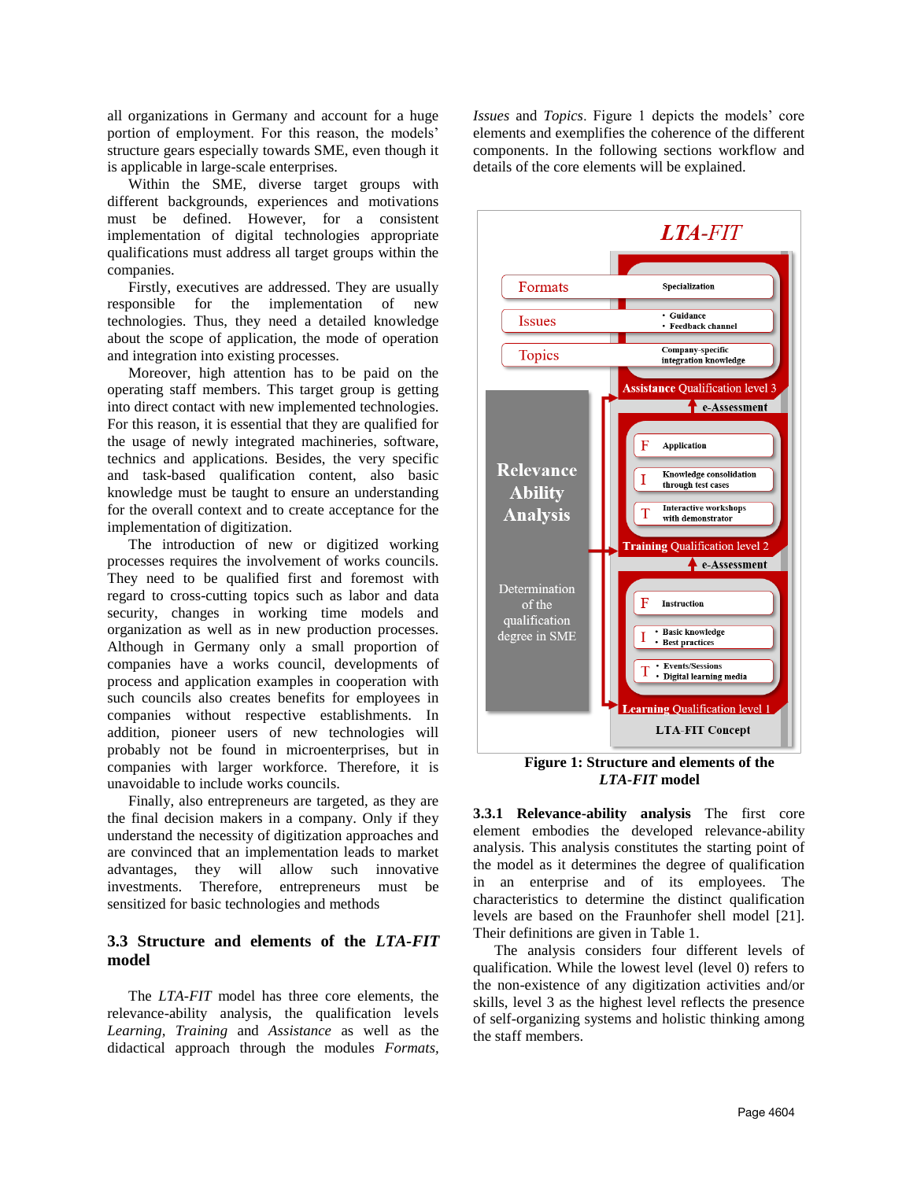all organizations in Germany and account for a huge portion of employment. For this reason, the models' structure gears especially towards SME, even though it is applicable in large-scale enterprises.

Within the SME, diverse target groups with different backgrounds, experiences and motivations must be defined. However, for a consistent implementation of digital technologies appropriate qualifications must address all target groups within the companies.

Firstly, executives are addressed. They are usually responsible for the implementation of new technologies. Thus, they need a detailed knowledge about the scope of application, the mode of operation and integration into existing processes.

Moreover, high attention has to be paid on the operating staff members. This target group is getting into direct contact with new implemented technologies. For this reason, it is essential that they are qualified for the usage of newly integrated machineries, software, technics and applications. Besides, the very specific and task-based qualification content, also basic knowledge must be taught to ensure an understanding for the overall context and to create acceptance for the implementation of digitization.

The introduction of new or digitized working processes requires the involvement of works councils. They need to be qualified first and foremost with regard to cross-cutting topics such as labor and data security, changes in working time models and organization as well as in new production processes. Although in Germany only a small proportion of companies have a works council, developments of process and application examples in cooperation with such councils also creates benefits for employees in companies without respective establishments. In addition, pioneer users of new technologies will probably not be found in microenterprises, but in companies with larger workforce. Therefore, it is unavoidable to include works councils.

Finally, also entrepreneurs are targeted, as they are the final decision makers in a company. Only if they understand the necessity of digitization approaches and are convinced that an implementation leads to market advantages, they will allow such innovative investments. Therefore, entrepreneurs must be sensitized for basic technologies and methods

## 3.3 Structure and elements of the *LTA-FIT* model

The *LTA-FIT* model has three core elements, the relevance-ability analysis, the qualification levels *Learning*, *Training* and *Assistance* as well as the didactical approach through the modules *Formats*, *Issues* and *Topics*. Figure 1 depicts the models' core elements and exemplifies the coherence of the different components. In the following sections workflow and details of the core elements will be explained.

**Figure 1: Structure and elements of the *LTA-FIT* model**

**3.3.1 Relevance-ability analysis** The first core element embodies the developed relevance-ability analysis. This analysis constitutes the starting point of the model as it determines the degree of qualification in an enterprise and of its employees. The characteristics to determine the distinct qualification levels are based on the Fraunhofer shell model [21]. Their definitions are given in Table 1.

The analysis considers four different levels of qualification. While the lowest level (level 0) refers to the non-existence of any digitization activities and/or skills, level 3 as the highest level reflects the presence of self-organizing systems and holistic thinking among the staff members.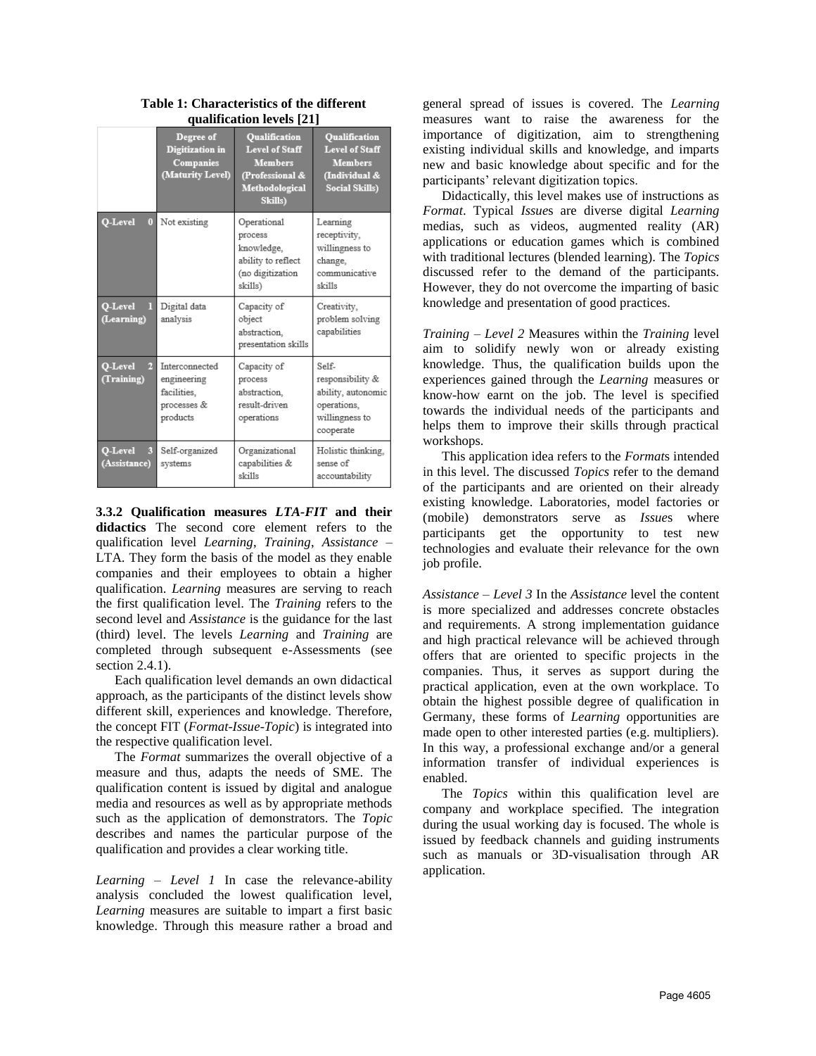**Table 1: Characteristics of the different qualification levels [21]**

| | Degree of Digitization in Companies (Maturity Level) | Qualification Level of Staff Members (Professional & Methodological Skills) | Qualification Level of Staff Members (Individual & Social Skills) |
|---|---|---|---|
| Q-Level 0 | Not existing | Operational process knowledge, ability to reflect (no digitization skills) | Learning receptivity, willingness to change, communicative skills |
| Q-Level 1 (Learning) | Digital data analysis | Capacity of object abstraction, presentation skills | Creativity, problem solving capabilities |
| Q-Level 2 (Training) | Interconnected engineering facilities, processes & products | Capacity of process abstraction, result-driven operations | Self-responsibility & ability, autonomic operations, willingness to cooperate |
| Q-Level 3 (Assistance) | Self-organized systems | Organizational capabilities & skills | Holistic thinking, sense of accountability |

**3.3.2 Qualification measures *LTA-FIT* and their didactics** The second core element refers to the qualification level *Learning*, *Training*, *Assistance* – LTA. They form the basis of the model as they enable companies and their employees to obtain a higher qualification. *Learning* measures are serving to reach the first qualification level. The *Training* refers to the second level and *Assistance* is the guidance for the last (third) level. The levels *Learning* and *Training* are completed through subsequent e-Assessments (see section 2.4.1).

Each qualification level demands an own didactical approach, as the participants of the distinct levels show different skill, experiences and knowledge. Therefore, the concept FIT (*Format-Issue-Topic*) is integrated into the respective qualification level.

The *Format* summarizes the overall objective of a measure and thus, adapts the needs of SME. The qualification content is issued by digital and analogue media and resources as well as by appropriate methods such as the application of demonstrators. The *Topic* describes and names the particular purpose of the qualification and provides a clear working title.

*Learning – Level 1* In case the relevance-ability analysis concluded the lowest qualification level, *Learning* measures are suitable to impart a first basic knowledge. Through this measure rather a broad and general spread of issues is covered. The *Learning* measures want to raise the awareness for the importance of digitization, aim to strengthening existing individual skills and knowledge, and imparts new and basic knowledge about specific and for the participants' relevant digitization topics.

Didactically, this level makes use of instructions as *Format*. Typical *Issue*s are diverse digital *Learning* medias, such as videos, augmented reality (AR) applications or education games which is combined with traditional lectures (blended learning). The *Topics* discussed refer to the demand of the participants. However, they do not overcome the imparting of basic knowledge and presentation of good practices.

*Training – Level 2* Measures within the *Training* level aim to solidify newly won or already existing knowledge. Thus, the qualification builds upon the experiences gained through the *Learning* measures or know-how earnt on the job. The level is specified towards the individual needs of the participants and helps them to improve their skills through practical workshops.

This application idea refers to the *Format*s intended in this level. The discussed *Topics* refer to the demand of the participants and are oriented on their already existing knowledge. Laboratories, model factories or (mobile) demonstrators serve as *Issue*s where participants get the opportunity to test new technologies and evaluate their relevance for the own job profile.

*Assistance – Level 3* In the *Assistance* level the content is more specialized and addresses concrete obstacles and requirements. A strong implementation guidance and high practical relevance will be achieved through offers that are oriented to specific projects in the companies. Thus, it serves as support during the practical application, even at the own workplace. To obtain the highest possible degree of qualification in Germany, these forms of *Learning* opportunities are made open to other interested parties (e.g. multipliers). In this way, a professional exchange and/or a general information transfer of individual experiences is enabled.

The *Topics* within this qualification level are company and workplace specified. The integration during the usual working day is focused. The whole is issued by feedback channels and guiding instruments such as manuals or 3D-visualisation through AR application.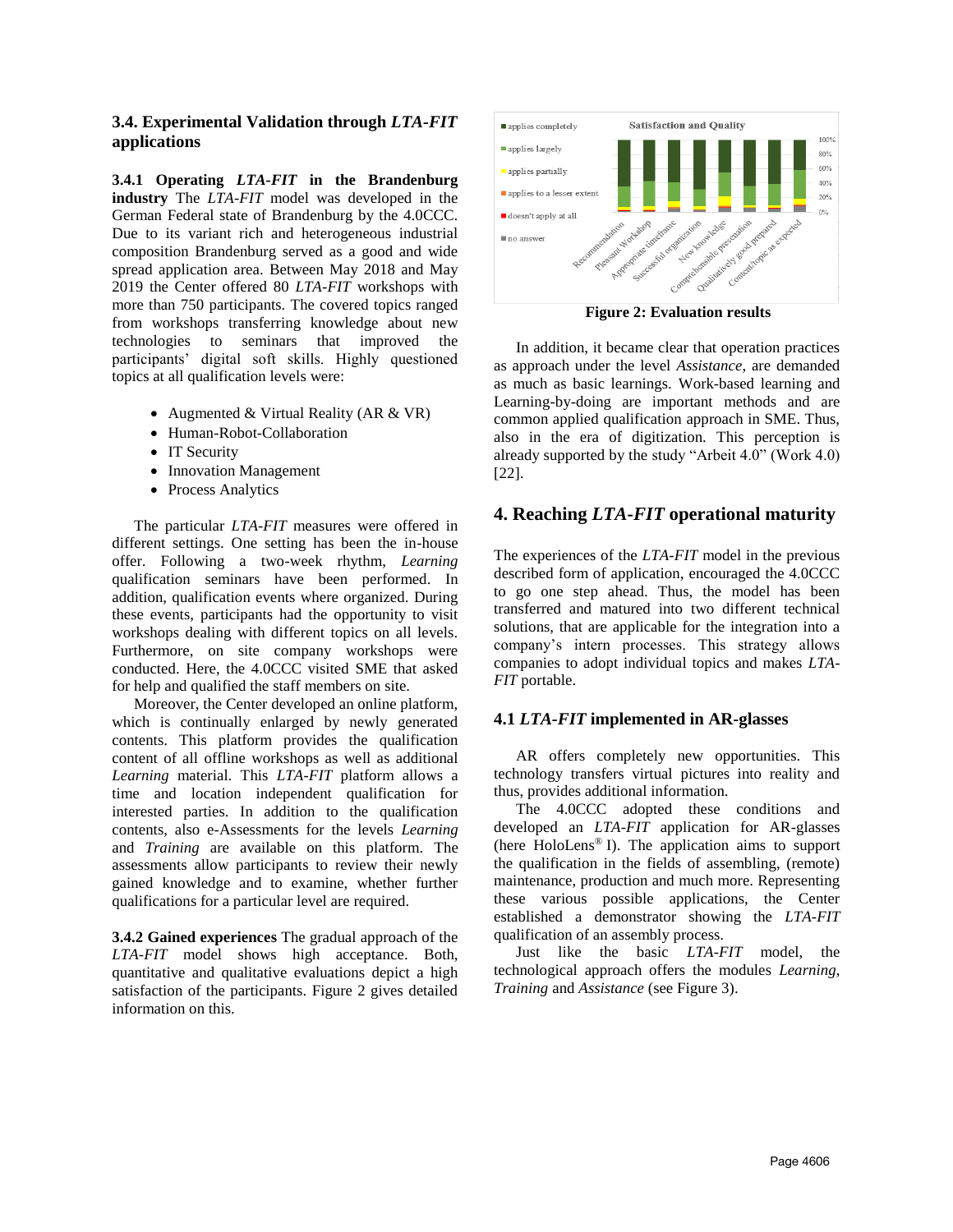### 3.4. Experimental Validation through *LTA-FIT* applications

**3.4.1 Operating *LTA-FIT* in the Brandenburg industry** The *LTA-FIT* model was developed in the German Federal state of Brandenburg by the 4.0CCC. Due to its variant rich and heterogeneous industrial composition Brandenburg served as a good and wide spread application area. Between May 2018 and May 2019 the Center offered 80 *LTA-FIT* workshops with more than 750 participants. The covered topics ranged from workshops transferring knowledge about new technologies to seminars that improved the participants' digital soft skills. Highly questioned topics at all qualification levels were:

- Augmented & Virtual Reality (AR & VR)
- Human-Robot-Collaboration
- IT Security
- Innovation Management
- Process Analytics

The particular *LTA-FIT* measures were offered in different settings. One setting has been the in-house offer. Following a two-week rhythm, *Learning* qualification seminars have been performed. In addition, qualification events where organized. During these events, participants had the opportunity to visit workshops dealing with different topics on all levels. Furthermore, on site company workshops were conducted. Here, the 4.0CCC visited SME that asked for help and qualified the staff members on site.

Moreover, the Center developed an online platform, which is continually enlarged by newly generated contents. This platform provides the qualification content of all offline workshops as well as additional *Learning* material. This *LTA-FIT* platform allows a time and location independent qualification for interested parties. In addition to the qualification contents, also e-Assessments for the levels *Learning* and *Training* are available on this platform. The assessments allow participants to review their newly gained knowledge and to examine, whether further qualifications for a particular level are required.

**3.4.2 Gained experiences** The gradual approach of the *LTA-FIT* model shows high acceptance. Both, quantitative and qualitative evaluations depict a high satisfaction of the participants. Figure 2 gives detailed information on this.

**Figure 2: Evaluation results**

In addition, it became clear that operation practices as approach under the level *Assistance*, are demanded as much as basic learnings. Work-based learning and Learning-by-doing are important methods and are common applied qualification approach in SME. Thus, also in the era of digitization. This perception is already supported by the study "Arbeit 4.0" (Work 4.0) [22].

## 4. Reaching *LTA-FIT* operational maturity

The experiences of the *LTA-FIT* model in the previous described form of application, encouraged the 4.0CCC to go one step ahead. Thus, the model has been transferred and matured into two different technical solutions, that are applicable for the integration into a company's intern processes. This strategy allows companies to adopt individual topics and makes *LTA-FIT* portable.

### 4.1 *LTA-FIT* implemented in AR-glasses

AR offers completely new opportunities. This technology transfers virtual pictures into reality and thus, provides additional information.

The 4.0CCC adopted these conditions and developed an *LTA-FIT* application for AR-glasses (here HoloLens® I). The application aims to support the qualification in the fields of assembling, (remote) maintenance, production and much more. Representing these various possible applications, the Center established a demonstrator showing the *LTA-FIT* qualification of an assembly process.

Just like the basic *LTA-FIT* model, the technological approach offers the modules *Learning*, *Training* and *Assistance* (see Figure 3).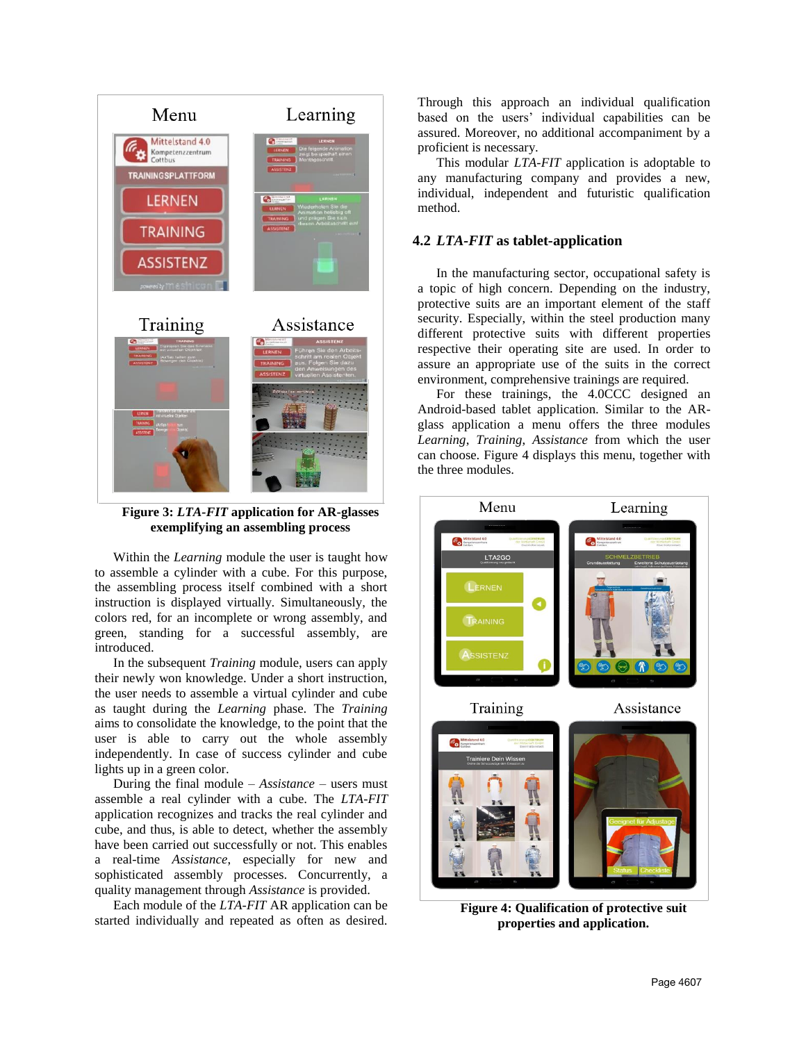**Figure 3: *LTA-FIT* application for AR-glasses exemplifying an assembling process**

Within the *Learning* module the user is taught how to assemble a cylinder with a cube. For this purpose, the assembling process itself combined with a short instruction is displayed virtually. Simultaneously, the colors red, for an incomplete or wrong assembly, and green, standing for a successful assembly, are introduced.

In the subsequent *Training* module, users can apply their newly won knowledge. Under a short instruction, the user needs to assemble a virtual cylinder and cube as taught during the *Learning* phase. The *Training* aims to consolidate the knowledge, to the point that the user is able to carry out the whole assembly independently. In case of success cylinder and cube lights up in a green color.

During the final module – *Assistance* – users must assemble a real cylinder with a cube. The *LTA-FIT* application recognizes and tracks the real cylinder and cube, and thus, is able to detect, whether the assembly have been carried out successfully or not. This enables a real-time *Assistance*, especially for new and sophisticated assembly processes. Concurrently, a quality management through *Assistance* is provided.

Each module of the *LTA-FIT* AR application can be started individually and repeated as often as desired. Through this approach an individual qualification based on the users' individual capabilities can be assured. Moreover, no additional accompaniment by a proficient is necessary.

This modular *LTA-FIT* application is adoptable to any manufacturing company and provides a new, individual, independent and futuristic qualification method.

### 4.2 *LTA-FIT* as tablet-application

In the manufacturing sector, occupational safety is a topic of high concern. Depending on the industry, protective suits are an important element of the staff security. Especially, within the steel production many different protective suits with different properties respective their operating site are used. In order to assure an appropriate use of the suits in the correct environment, comprehensive trainings are required.

For these trainings, the 4.0CCC designed an Android-based tablet application. Similar to the AR-glass application a menu offers the three modules *Learning*, *Training*, *Assistance* from which the user can choose. Figure 4 displays this menu, together with the three modules.

**Figure 4: Qualification of protective suit properties and application.**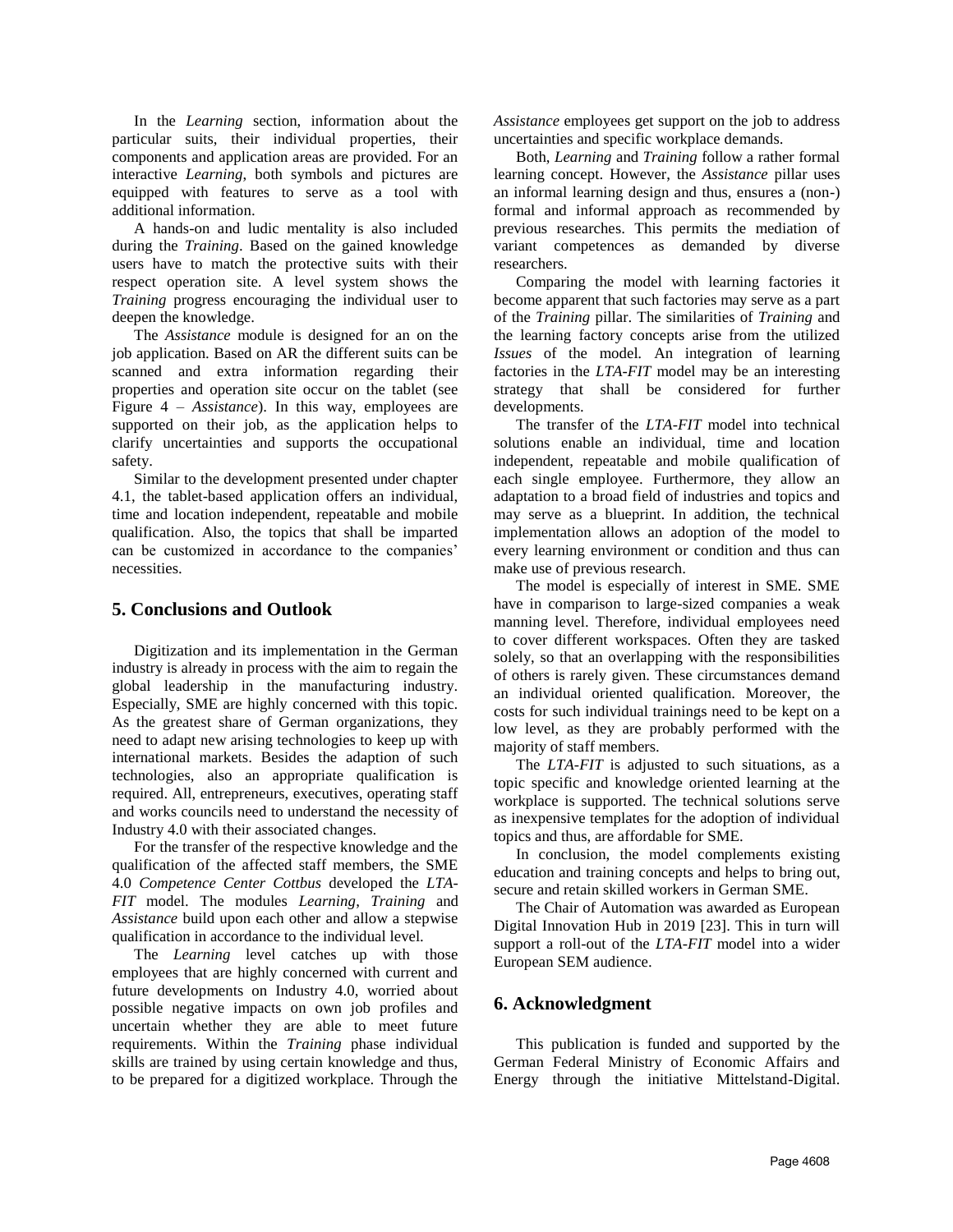In the *Learning* section, information about the particular suits, their individual properties, their components and application areas are provided. For an interactive *Learning*, both symbols and pictures are equipped with features to serve as a tool with additional information.

A hands-on and ludic mentality is also included during the *Training*. Based on the gained knowledge users have to match the protective suits with their respect operation site. A level system shows the *Training* progress encouraging the individual user to deepen the knowledge.

The *Assistance* module is designed for an on the job application. Based on AR the different suits can be scanned and extra information regarding their properties and operation site occur on the tablet (see Figure 4 – *Assistance*). In this way, employees are supported on their job, as the application helps to clarify uncertainties and supports the occupational safety.

Similar to the development presented under chapter 4.1, the tablet-based application offers an individual, time and location independent, repeatable and mobile qualification. Also, the topics that shall be imparted can be customized in accordance to the companies' necessities.

## 5. Conclusions and Outlook

Digitization and its implementation in the German industry is already in process with the aim to regain the global leadership in the manufacturing industry. Especially, SME are highly concerned with this topic. As the greatest share of German organizations, they need to adapt new arising technologies to keep up with international markets. Besides the adaption of such technologies, also an appropriate qualification is required. All, entrepreneurs, executives, operating staff and works councils need to understand the necessity of Industry 4.0 with their associated changes.

For the transfer of the respective knowledge and the qualification of the affected staff members, the SME 4.0 *Competence Center Cottbus* developed the *LTA-FIT* model. The modules *Learning*, *Training* and *Assistance* build upon each other and allow a stepwise qualification in accordance to the individual level.

The *Learning* level catches up with those employees that are highly concerned with current and future developments on Industry 4.0, worried about possible negative impacts on own job profiles and uncertain whether they are able to meet future requirements. Within the *Training* phase individual skills are trained by using certain knowledge and thus, to be prepared for a digitized workplace. Through the *Assistance* employees get support on the job to address uncertainties and specific workplace demands.

Both, *Learning* and *Training* follow a rather formal learning concept. However, the *Assistance* pillar uses an informal learning design and thus, ensures a (non-) formal and informal approach as recommended by previous researches. This permits the mediation of variant competences as demanded by diverse researchers.

Comparing the model with learning factories it become apparent that such factories may serve as a part of the *Training* pillar. The similarities of *Training* and the learning factory concepts arise from the utilized *Issues* of the model. An integration of learning factories in the *LTA-FIT* model may be an interesting strategy that shall be considered for further developments.

The transfer of the *LTA-FIT* model into technical solutions enable an individual, time and location independent, repeatable and mobile qualification of each single employee. Furthermore, they allow an adaptation to a broad field of industries and topics and may serve as a blueprint. In addition, the technical implementation allows an adoption of the model to every learning environment or condition and thus can make use of previous research.

The model is especially of interest in SME. SME have in comparison to large-sized companies a weak manning level. Therefore, individual employees need to cover different workspaces. Often they are tasked solely, so that an overlapping with the responsibilities of others is rarely given. These circumstances demand an individual oriented qualification. Moreover, the costs for such individual trainings need to be kept on a low level, as they are probably performed with the majority of staff members.

The *LTA-FIT* is adjusted to such situations, as a topic specific and knowledge oriented learning at the workplace is supported. The technical solutions serve as inexpensive templates for the adoption of individual topics and thus, are affordable for SME.

In conclusion, the model complements existing education and training concepts and helps to bring out, secure and retain skilled workers in German SME.

The Chair of Automation was awarded as European Digital Innovation Hub in 2019 [23]. This in turn will support a roll-out of the *LTA-FIT* model into a wider European SEM audience.

## 6. Acknowledgment

This publication is funded and supported by the German Federal Ministry of Economic Affairs and Energy through the initiative Mittelstand-Digital.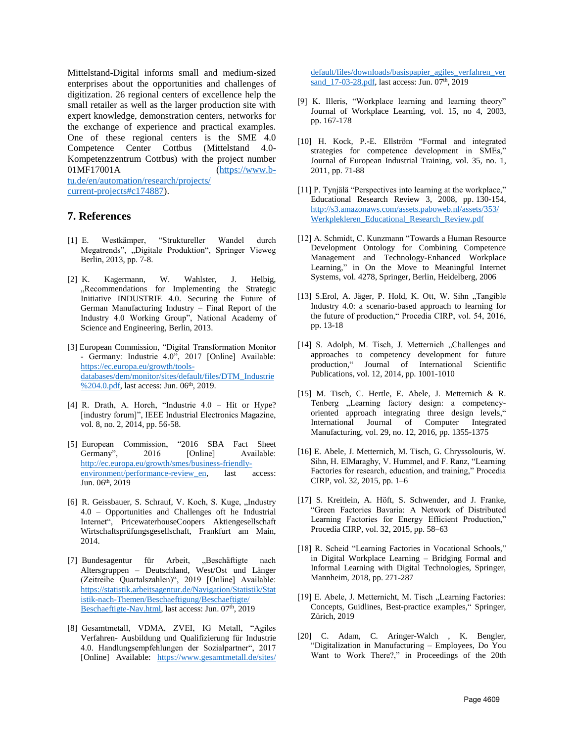Mittelstand-Digital informs small and medium-sized enterprises about the opportunities and challenges of digitization. 26 regional centers of excellence help the small retailer as well as the larger production site with expert knowledge, demonstration centers, networks for the exchange of experience and practical examples. One of these regional centers is the SME 4.0 Competence Center Cottbus (Mittelstand 4.0-Kompetenzzentrum Cottbus) with the project number 01MF17001A (https://www.b-tu.de/en/automation/research/projects/current-projects#c174887).

## 7. References

[1] E. Westkämper, "Struktureller Wandel durch Megatrends", „Digitale Produktion", Springer Vieweg Berlin, 2013, pp. 7-8.

[2] K. Kagermann, W. Wahlster, J. Helbig, „Recommendations for Implementing the Strategic Initiative INDUSTRIE 4.0. Securing the Future of German Manufacturing Industry – Final Report of the Industry 4.0 Working Group", National Academy of Science and Engineering, Berlin, 2013.

[3] European Commission, "Digital Transformation Monitor - Germany: Industrie 4.0", 2017 [Online] Available: https://ec.europa.eu/growth/tools-databases/dem/monitor/sites/default/files/DTM_Industrie%204.0.pdf, last access: Jun. 06th, 2019.

[4] R. Drath, A. Horch, "Industrie 4.0 – Hit or Hype? [industry forum]", IEEE Industrial Electronics Magazine, vol. 8, no. 2, 2014, pp. 56-58.

[5] European Commission, "2016 SBA Fact Sheet Germany", 2016 [Online] Available: http://ec.europa.eu/growth/smes/business-friendly-environment/performance-review_en, last access: Jun. 06th, 2019

[6] R. Geissbauer, S. Schrauf, V. Koch, S. Kuge, „Industry 4.0 – Opportunities and Challenges oft he Industrial Internet", PricewaterhouseCoopers Aktiengesellschaft Wirtschaftsprüfungsgesellschaft, Frankfurt am Main, 2014.

[7] Bundesagentur für Arbeit, „Beschäftigte nach Altersgruppen – Deutschland, West/Ost und Länger (Zeitreihe Quartalszahlen)", 2019 [Online] Available: https://statistik.arbeitsagentur.de/Navigation/Statistik/Statistik-nach-Themen/Beschaeftigung/Beschaeftigte/Beschaeftigte-Nav.html, last access: Jun. 07th, 2019

[8] Gesamtmetall, VDMA, ZVEI, IG Metall, "Agiles Verfahren- Ausbildung und Qualifizierung für Industrie 4.0. Handlungsempfehlungen der Sozialpartner", 2017 [Online] Available: https://www.gesamtmetall.de/sites/default/files/downloads/basispapier_agiles_verfahren_versand_17-03-28.pdf, last access: Jun. 07th, 2019

[9] K. Illeris, "Workplace learning and learning theory" Journal of Workplace Learning, vol. 15, no 4, 2003, pp. 167-178

[10] H. Kock, P.-E. Ellström "Formal and integrated strategies for competence development in SMEs," Journal of European Industrial Training, vol. 35, no. 1, 2011, pp. 71-88

[11] P. Tynjälä "Perspectives into learning at the workplace," Educational Research Review 3, 2008, pp. 130-154, http://s3.amazonaws.com/assets.paboweb.nl/assets/353/Werkplekleren_Educational_Research_Review.pdf

[12] A. Schmidt, C. Kunzmann "Towards a Human Resource Development Ontology for Combining Competence Management and Technology-Enhanced Workplace Learning," in On the Move to Meaningful Internet Systems, vol. 4278, Springer, Berlin, Heidelberg, 2006

[13] S.Erol, A. Jäger, P. Hold, K. Ott, W. Sihn „Tangible Industry 4.0: a scenario-based approach to learning for the future of production," Procedia CIRP, vol. 54, 2016, pp. 13-18

[14] S. Adolph, M. Tisch, J. Metternich „Challenges and approaches to competency development for future production," Journal of International Scientific Publications, vol. 12, 2014, pp. 1001-1010

[15] M. Tisch, C. Hertle, E. Abele, J. Metternich & R. Tenberg „Learning factory design: a competency-oriented approach integrating three design levels," International Journal of Computer Integrated Manufacturing, vol. 29, no. 12, 2016, pp. 1355-1375

[16] E. Abele, J. Metternich, M. Tisch, G. Chryssolouris, W. Sihn, H. ElMaraghy, V. Hummel, and F. Ranz, "Learning Factories for research, education, and training," Procedia CIRP, vol. 32, 2015, pp. 1–6

[17] S. Kreitlein, A. Höft, S. Schwender, and J. Franke, "Green Factories Bavaria: A Network of Distributed Learning Factories for Energy Efficient Production," Procedia CIRP, vol. 32, 2015, pp. 58–63

[18] R. Scheid "Learning Factories in Vocational Schools," in Digital Workplace Learning – Bridging Formal and Informal Learning with Digital Technologies, Springer, Mannheim, 2018, pp. 271-287

[19] E. Abele, J. Metternicht, M. Tisch „Learning Factories: Concepts, Guidlines, Best-practice examples," Springer, Zürich, 2019

[20] C. Adam, C. Aringer-Walch , K. Bengler, "Digitalization in Manufacturing – Employees, Do You Want to Work There?," in Proceedings of the 20th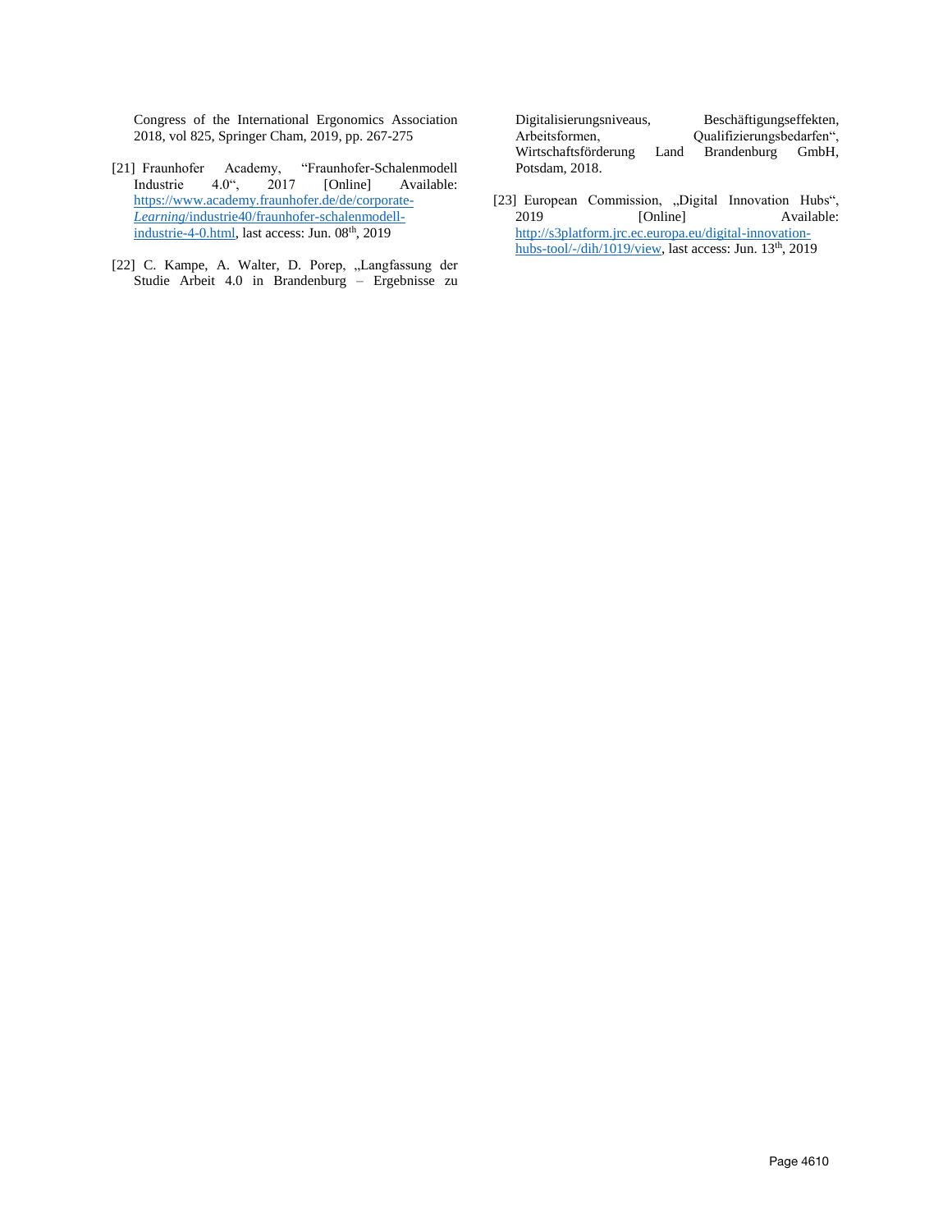Congress of the International Ergonomics Association 2018, vol 825, Springer Cham, 2019, pp. 267-275

[21] Fraunhofer Academy, "Fraunhofer-Schalenmodell Industrie 4.0", 2017 [Online] Available: https://www.academy.fraunhofer.de/de/corporate-*Learning*/industrie40/fraunhofer-schalenmodell-industrie-4-0.html, last access: Jun. 08th, 2019

[22] C. Kampe, A. Walter, D. Porep, „Langfassung der Studie Arbeit 4.0 in Brandenburg – Ergebnisse zu Digitalisierungsniveaus, Beschäftigungseffekten, Arbeitsformen, Qualifizierungsbedarfen", Wirtschaftsförderung Land Brandenburg GmbH, Potsdam, 2018.

[23] European Commission, „Digital Innovation Hubs", 2019 [Online] Available: http://s3platform.jrc.ec.europa.eu/digital-innovation-hubs-tool/-/dih/1019/view, last access: Jun. 13th, 2019